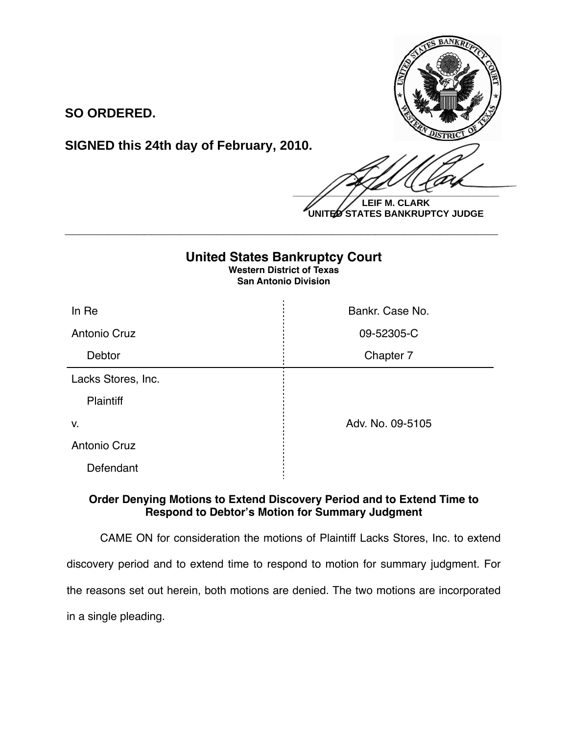**SO ORDERED.**

**SIGNED this 24th day of February, 2010.**

**LEIF M. CLARK**
**UNITED STATES BANKRUPTCY JUDGE**

---

## United States Bankruptcy Court
**Western District of Texas**
**San Antonio Division**

| In Re | Bankr. Case No. |
| --- | --- |
| Antonio Cruz | 09-52305-C |
| Debtor | Chapter 7 |
| Lacks Stores, Inc. | |
| Plaintiff | |
| v. | Adv. No. 09-5105 |
| Antonio Cruz | |
| Defendant | |

### Order Denying Motions to Extend Discovery Period and to Extend Time to Respond to Debtor's Motion for Summary Judgment

CAME ON for consideration the motions of Plaintiff Lacks Stores, Inc. to extend discovery period and to extend time to respond to motion for summary judgment. For the reasons set out herein, both motions are denied. The two motions are incorporated in a single pleading.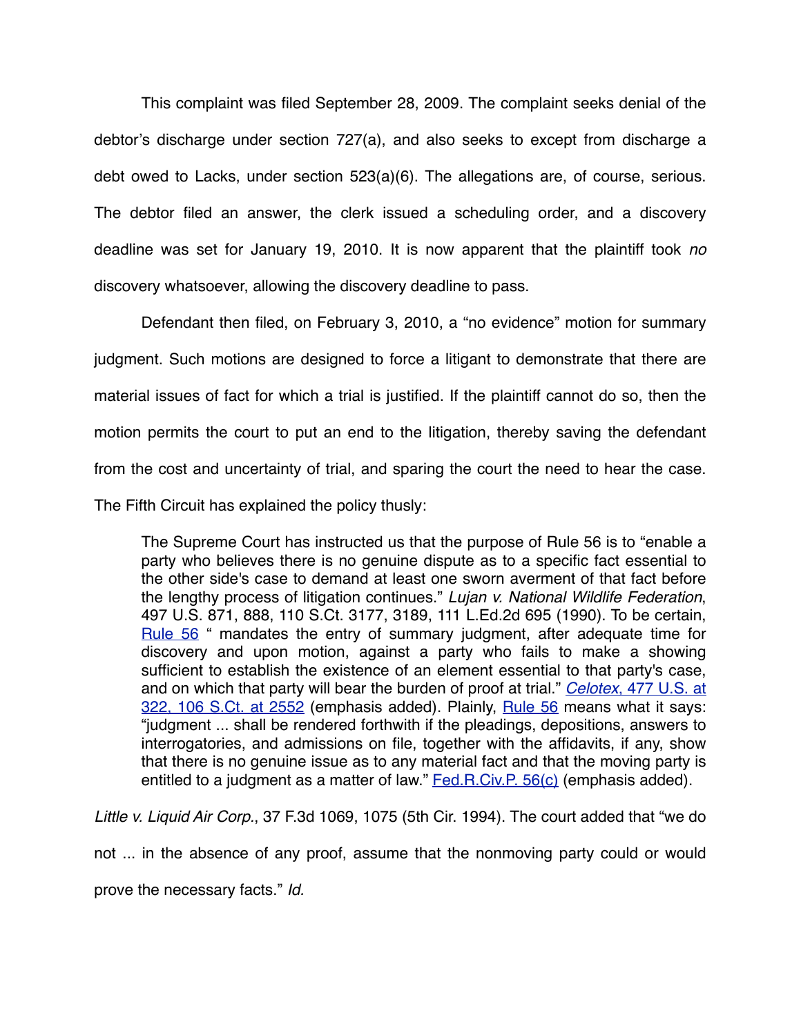This complaint was filed September 28, 2009. The complaint seeks denial of the debtor's discharge under section 727(a), and also seeks to except from discharge a debt owed to Lacks, under section 523(a)(6). The allegations are, of course, serious. The debtor filed an answer, the clerk issued a scheduling order, and a discovery deadline was set for January 19, 2010. It is now apparent that the plaintiff took *no* discovery whatsoever, allowing the discovery deadline to pass.

Defendant then filed, on February 3, 2010, a "no evidence" motion for summary judgment. Such motions are designed to force a litigant to demonstrate that there are material issues of fact for which a trial is justified. If the plaintiff cannot do so, then the motion permits the court to put an end to the litigation, thereby saving the defendant from the cost and uncertainty of trial, and sparing the court the need to hear the case. The Fifth Circuit has explained the policy thusly:

> The Supreme Court has instructed us that the purpose of Rule 56 is to "enable a party who believes there is no genuine dispute as to a specific fact essential to the other side's case to demand at least one sworn averment of that fact before the lengthy process of litigation continues." *Lujan v. National Wildlife Federation*, 497 U.S. 871, 888, 110 S.Ct. 3177, 3189, 111 L.Ed.2d 695 (1990). To be certain, Rule 56 " mandates the entry of summary judgment, after adequate time for discovery and upon motion, against a party who fails to make a showing sufficient to establish the existence of an element essential to that party's case, and on which that party will bear the burden of proof at trial." *Celotex*, 477 U.S. at 322, 106 S.Ct. at 2552 (emphasis added). Plainly, Rule 56 means what it says: "judgment ... shall be rendered forthwith if the pleadings, depositions, answers to interrogatories, and admissions on file, together with the affidavits, if any, show that there is no genuine issue as to any material fact and that the moving party is entitled to a judgment as a matter of law." Fed.R.Civ.P. 56(c) (emphasis added).

*Little v. Liquid Air Corp.*, 37 F.3d 1069, 1075 (5th Cir. 1994). The court added that "we do not ... in the absence of any proof, assume that the nonmoving party could or would prove the necessary facts." *Id.*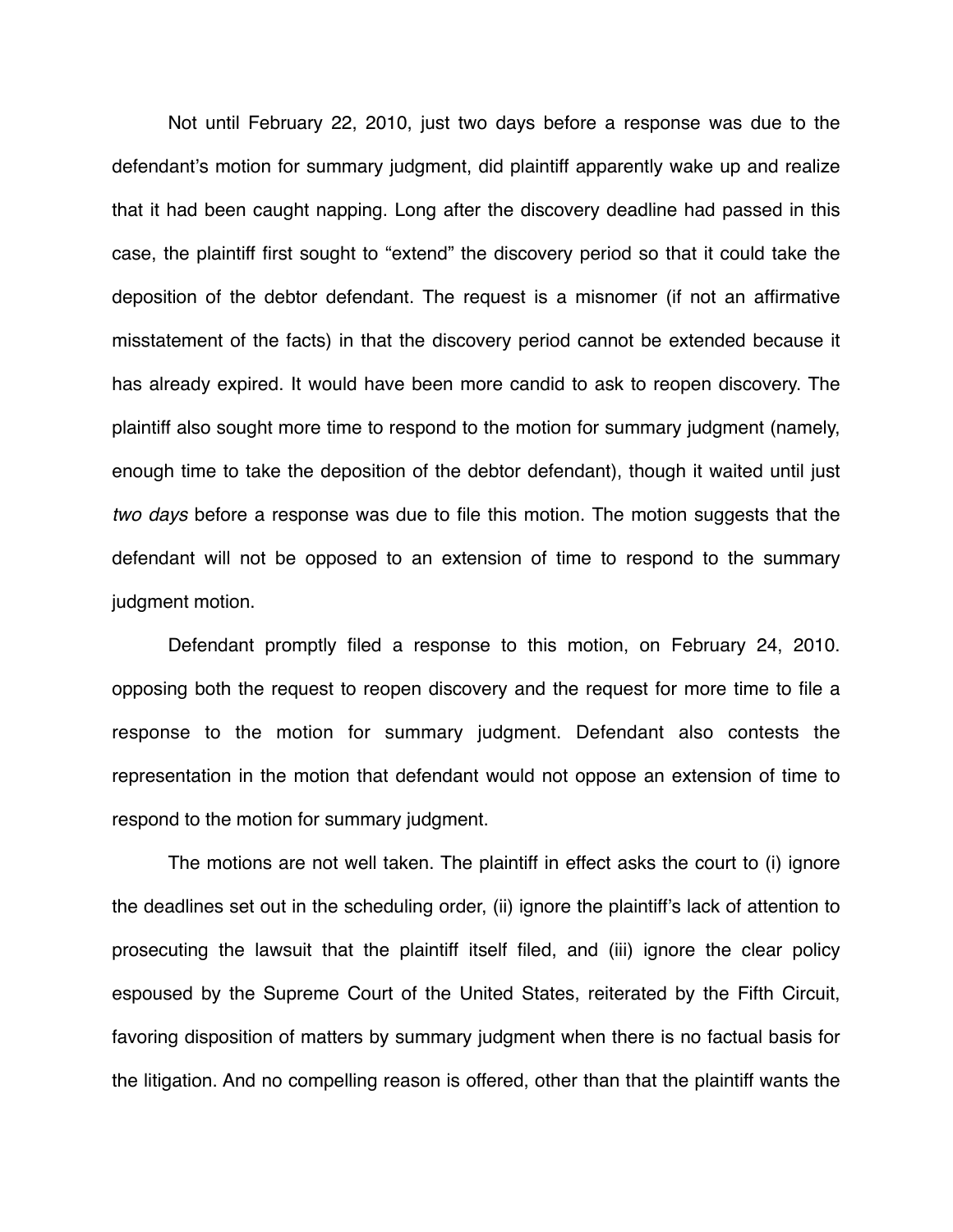Not until February 22, 2010, just two days before a response was due to the defendant's motion for summary judgment, did plaintiff apparently wake up and realize that it had been caught napping. Long after the discovery deadline had passed in this case, the plaintiff first sought to "extend" the discovery period so that it could take the deposition of the debtor defendant. The request is a misnomer (if not an affirmative misstatement of the facts) in that the discovery period cannot be extended because it has already expired. It would have been more candid to ask to reopen discovery. The plaintiff also sought more time to respond to the motion for summary judgment (namely, enough time to take the deposition of the debtor defendant), though it waited until just *two days* before a response was due to file this motion. The motion suggests that the defendant will not be opposed to an extension of time to respond to the summary judgment motion.

Defendant promptly filed a response to this motion, on February 24, 2010. opposing both the request to reopen discovery and the request for more time to file a response to the motion for summary judgment. Defendant also contests the representation in the motion that defendant would not oppose an extension of time to respond to the motion for summary judgment.

The motions are not well taken. The plaintiff in effect asks the court to (i) ignore the deadlines set out in the scheduling order, (ii) ignore the plaintiff's lack of attention to prosecuting the lawsuit that the plaintiff itself filed, and (iii) ignore the clear policy espoused by the Supreme Court of the United States, reiterated by the Fifth Circuit, favoring disposition of matters by summary judgment when there is no factual basis for the litigation. And no compelling reason is offered, other than that the plaintiff wants the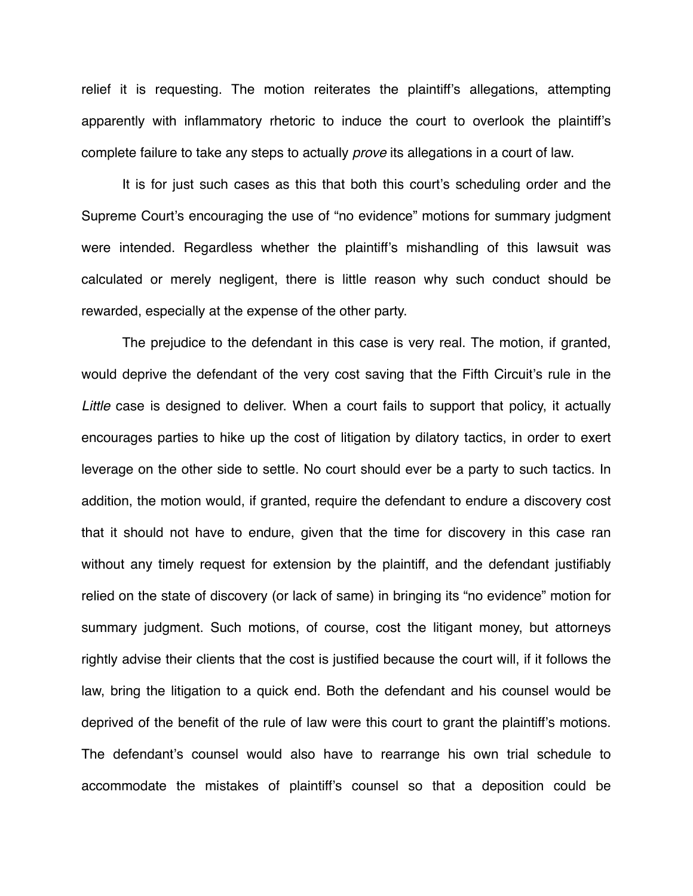relief it is requesting. The motion reiterates the plaintiff's allegations, attempting apparently with inflammatory rhetoric to induce the court to overlook the plaintiff's complete failure to take any steps to actually *prove* its allegations in a court of law.

It is for just such cases as this that both this court's scheduling order and the Supreme Court's encouraging the use of "no evidence" motions for summary judgment were intended. Regardless whether the plaintiff's mishandling of this lawsuit was calculated or merely negligent, there is little reason why such conduct should be rewarded, especially at the expense of the other party.

The prejudice to the defendant in this case is very real. The motion, if granted, would deprive the defendant of the very cost saving that the Fifth Circuit's rule in the *Little* case is designed to deliver. When a court fails to support that policy, it actually encourages parties to hike up the cost of litigation by dilatory tactics, in order to exert leverage on the other side to settle. No court should ever be a party to such tactics. In addition, the motion would, if granted, require the defendant to endure a discovery cost that it should not have to endure, given that the time for discovery in this case ran without any timely request for extension by the plaintiff, and the defendant justifiably relied on the state of discovery (or lack of same) in bringing its "no evidence" motion for summary judgment. Such motions, of course, cost the litigant money, but attorneys rightly advise their clients that the cost is justified because the court will, if it follows the law, bring the litigation to a quick end. Both the defendant and his counsel would be deprived of the benefit of the rule of law were this court to grant the plaintiff's motions. The defendant's counsel would also have to rearrange his own trial schedule to accommodate the mistakes of plaintiff's counsel so that a deposition could be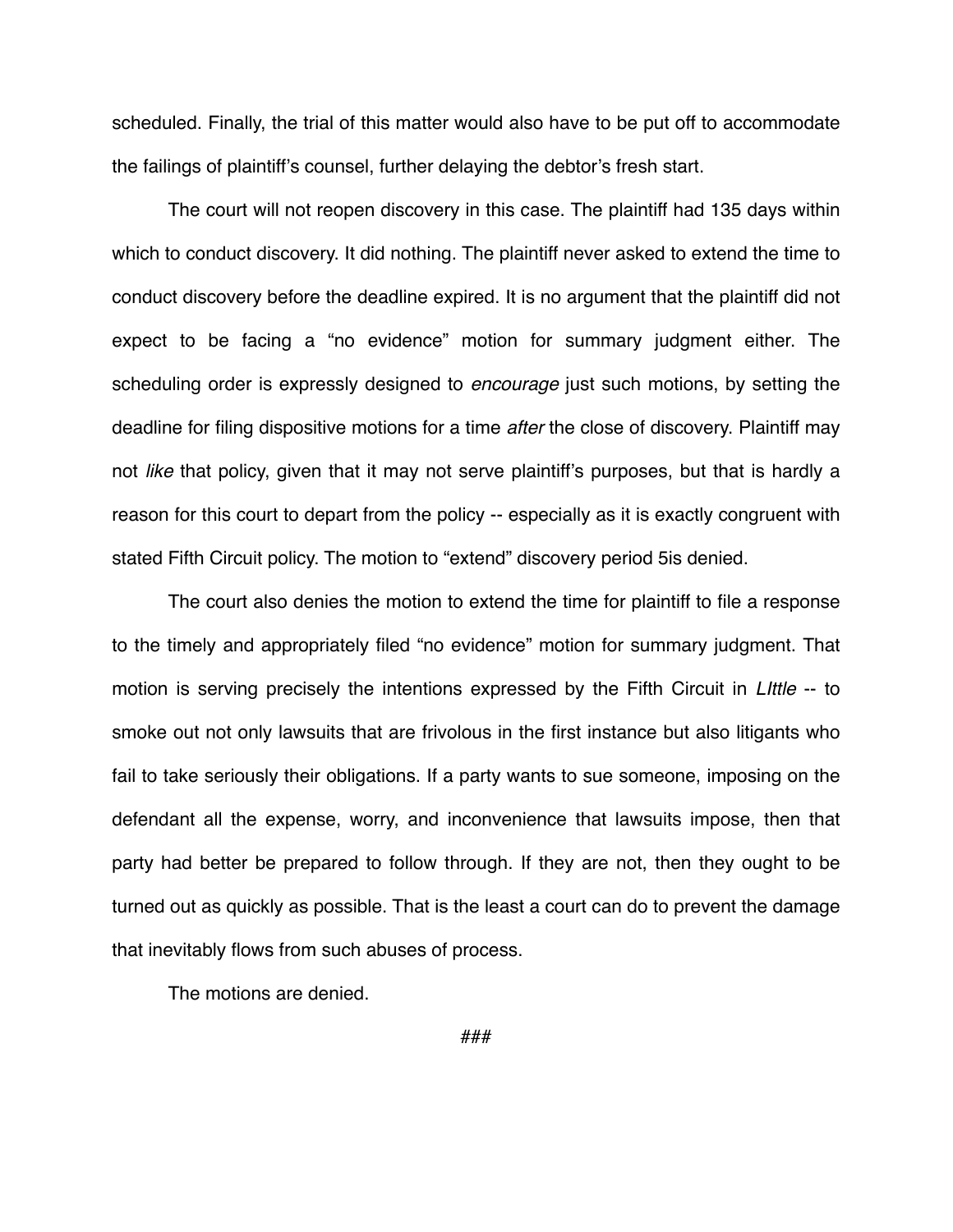scheduled. Finally, the trial of this matter would also have to be put off to accommodate the failings of plaintiff's counsel, further delaying the debtor's fresh start.

The court will not reopen discovery in this case. The plaintiff had 135 days within which to conduct discovery. It did nothing. The plaintiff never asked to extend the time to conduct discovery before the deadline expired. It is no argument that the plaintiff did not expect to be facing a "no evidence" motion for summary judgment either. The scheduling order is expressly designed to *encourage* just such motions, by setting the deadline for filing dispositive motions for a time *after* the close of discovery. Plaintiff may not *like* that policy, given that it may not serve plaintiff's purposes, but that is hardly a reason for this court to depart from the policy -- especially as it is exactly congruent with stated Fifth Circuit policy. The motion to "extend" discovery period 5is denied.

The court also denies the motion to extend the time for plaintiff to file a response to the timely and appropriately filed "no evidence" motion for summary judgment. That motion is serving precisely the intentions expressed by the Fifth Circuit in *LIttle* -- to smoke out not only lawsuits that are frivolous in the first instance but also litigants who fail to take seriously their obligations. If a party wants to sue someone, imposing on the defendant all the expense, worry, and inconvenience that lawsuits impose, then that party had better be prepared to follow through. If they are not, then they ought to be turned out as quickly as possible. That is the least a court can do to prevent the damage that inevitably flows from such abuses of process.

The motions are denied.

###